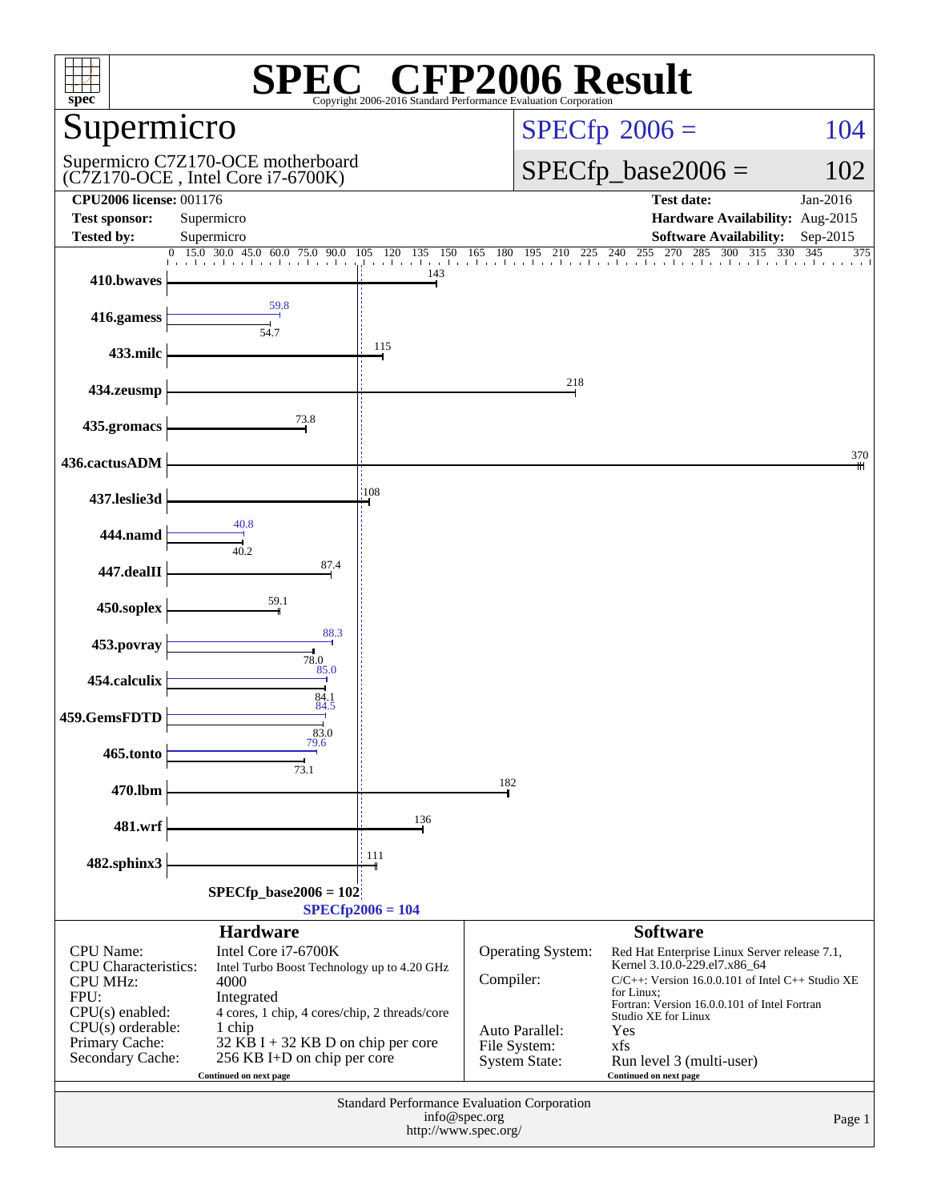# SPEC® CFP2006 Result

Copyright 2006-2016 Standard Performance Evaluation Corporation

## Supermicro

Supermicro C7Z170-OCE motherboard
(C7Z170-OCE , Intel Core i7-6700K)

**SPECfp 2006 = 104**

**SPECfp_base2006 = 102**

| | | | |
|---|---|---|---|
| **CPU2006 license:** | 001176 | **Test date:** | Jan-2016 |
| **Test sponsor:** | Supermicro | **Hardware Availability:** | Aug-2015 |
| **Tested by:** | Supermicro | **Software Availability:** | Sep-2015 |

| Benchmark | Peak | Base |
|---|---|---|
| 410.bwaves | | 143 |
| 416.gamess | 59.8 | 54.7 |
| 433.milc | | 115 |
| 434.zeusmp | | 218 |
| 435.gromacs | | 73.8 |
| 436.cactusADM | | 370 |
| 437.leslie3d | | 108 |
| 444.namd | 40.8 | 40.2 |
| 447.dealII | | 87.4 |
| 450.soplex | | 59.1 |
| 453.povray | 88.3 | 78.0 |
| 454.calculix | 85.0 | 84.1 |
| 459.GemsFDTD | 84.5 | 83.0 |
| 465.tonto | 79.6 | 73.1 |
| 470.lbm | | 182 |
| 481.wrf | | 136 |
| 482.sphinx3 | | 111 |

SPECfp_base2006 = 102

SPECfp2006 = 104

### Hardware

| | |
|---|---|
| CPU Name: | Intel Core i7-6700K |
| CPU Characteristics: | Intel Turbo Boost Technology up to 4.20 GHz |
| CPU MHz: | 4000 |
| FPU: | Integrated |
| CPU(s) enabled: | 4 cores, 1 chip, 4 cores/chip, 2 threads/core |
| CPU(s) orderable: | 1 chip |
| Primary Cache: | 32 KB I + 32 KB D on chip per core |
| Secondary Cache: | 256 KB I+D on chip per core |

Continued on next page

### Software

| | |
|---|---|
| Operating System: | Red Hat Enterprise Linux Server release 7.1, Kernel 3.10.0-229.el7.x86_64 |
| Compiler: | C/C++: Version 16.0.0.101 of Intel C++ Studio XE for Linux; Fortran: Version 16.0.0.101 of Intel Fortran Studio XE for Linux |
| Auto Parallel: | Yes |
| File System: | xfs |
| System State: | Run level 3 (multi-user) |

Continued on next page

Standard Performance Evaluation Corporation
info@spec.org
http://www.spec.org/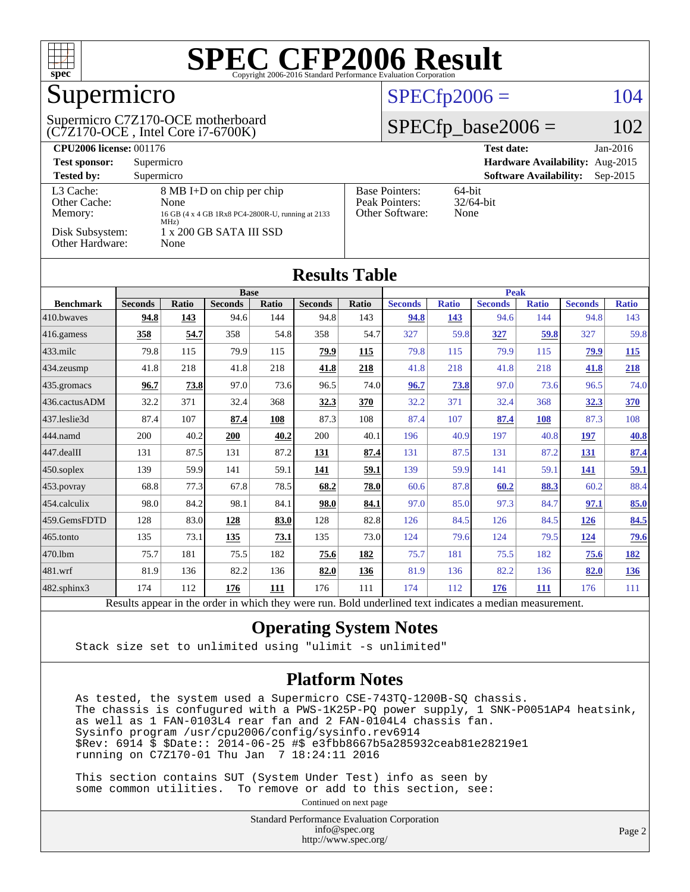# SPEC CFP2006 Result

Copyright 2006-2016 Standard Performance Evaluation Corporation

## Supermicro

Supermicro C7Z170-OCE motherboard
(C7Z170-OCE , Intel Core i7-6700K)

SPECfp2006 = 104

SPECfp_base2006 = 102

| | | | |
|---|---|---|---|
| **CPU2006 license:** 001176 | | **Test date:** | Jan-2016 |
| **Test sponsor:** | Supermicro | **Hardware Availability:** | Aug-2015 |
| **Tested by:** | Supermicro | **Software Availability:** | Sep-2015 |

| | | | |
|---|---|---|---|
| L3 Cache: | 8 MB I+D on chip per chip | Base Pointers: | 64-bit |
| Other Cache: | None | Peak Pointers: | 32/64-bit |
| Memory: | 16 GB (4 x 4 GB 1Rx8 PC4-2800R-U, running at 2133 MHz) | Other Software: | None |
| Disk Subsystem: | 1 x 200 GB SATA III SSD | | |
| Other Hardware: | None | | |

## Results Table

| Benchmark | Base | | | | | | Peak | | | | | |
|---|---|---|---|---|---|---|---|---|---|---|---|---|
| | Seconds | Ratio | Seconds | Ratio | Seconds | Ratio | Seconds | Ratio | Seconds | Ratio | Seconds | Ratio |
| 410.bwaves | **94.8** | **143** | 94.6 | 144 | 94.8 | 143 | **94.8** | **143** | 94.6 | 144 | 94.8 | 143 |
| 416.gamess | **358** | **54.7** | 358 | 54.8 | 358 | 54.7 | 327 | 59.8 | **327** | **59.8** | 327 | 59.8 |
| 433.milc | 79.8 | 115 | 79.9 | 115 | **79.9** | **115** | 79.8 | 115 | 79.9 | 115 | **79.9** | **115** |
| 434.zeusmp | 41.8 | 218 | 41.8 | 218 | **41.8** | **218** | 41.8 | 218 | 41.8 | 218 | **41.8** | **218** |
| 435.gromacs | **96.7** | **73.8** | 97.0 | 73.6 | 96.5 | 74.0 | **96.7** | **73.8** | 97.0 | 73.6 | 96.5 | 74.0 |
| 436.cactusADM | 32.2 | 371 | 32.4 | 368 | **32.3** | **370** | 32.2 | 371 | 32.4 | 368 | **32.3** | **370** |
| 437.leslie3d | 87.4 | 107 | **87.4** | **108** | 87.3 | 108 | 87.4 | 107 | **87.4** | **108** | 87.3 | 108 |
| 444.namd | 200 | 40.2 | **200** | **40.2** | 200 | 40.1 | 196 | 40.9 | 197 | 40.8 | **197** | **40.8** |
| 447.dealII | 131 | 87.5 | 131 | 87.2 | **131** | **87.4** | 131 | 87.5 | 131 | 87.2 | **131** | **87.4** |
| 450.soplex | 139 | 59.9 | 141 | 59.1 | **141** | **59.1** | 139 | 59.9 | 141 | 59.1 | **141** | **59.1** |
| 453.povray | 68.8 | 77.3 | 67.8 | 78.5 | **68.2** | **78.0** | 60.6 | 87.8 | **60.2** | **88.3** | 60.2 | 88.4 |
| 454.calculix | 98.0 | 84.2 | 98.1 | 84.1 | **98.0** | **84.1** | 97.0 | 85.0 | 97.3 | 84.7 | **97.1** | **85.0** |
| 459.GemsFDTD | 128 | 83.0 | **128** | **83.0** | 128 | 82.8 | 126 | 84.5 | 126 | 84.5 | **126** | **84.5** |
| 465.tonto | 135 | 73.1 | **135** | **73.1** | 135 | 73.0 | 124 | 79.6 | 124 | 79.5 | **124** | **79.6** |
| 470.lbm | 75.7 | 181 | 75.5 | 182 | **75.6** | **182** | 75.7 | 181 | 75.5 | 182 | **75.6** | **182** |
| 481.wrf | 81.9 | 136 | 82.2 | 136 | **82.0** | **136** | 81.9 | 136 | 82.2 | 136 | **82.0** | **136** |
| 482.sphinx3 | 174 | 112 | **176** | **111** | 176 | 111 | 174 | 112 | **176** | **111** | 176 | 111 |

Results appear in the order in which they were run. Bold underlined text indicates a median measurement.

## Operating System Notes

```
Stack size set to unlimited using "ulimit -s unlimited"
```

## Platform Notes

```
As tested, the system used a Supermicro CSE-743TQ-1200B-SQ chassis.
The chassis is confugured with a PWS-1K25P-PQ power supply, 1 SNK-P0051AP4 heatsink,
as well as 1 FAN-0103L4 rear fan and 2 FAN-0104L4 chassis fan.
Sysinfo program /usr/cpu2006/config/sysinfo.rev6914
$Rev: 6914 $ $Date:: 2014-06-25 #$ e3fbb8667b5a285932ceab81e28219e1
running on C7Z170-01 Thu Jan  7 18:24:11 2016

This section contains SUT (System Under Test) info as seen by
some common utilities.  To remove or add to this section, see:
```

Continued on next page

Standard Performance Evaluation Corporation
info@spec.org
http://www.spec.org/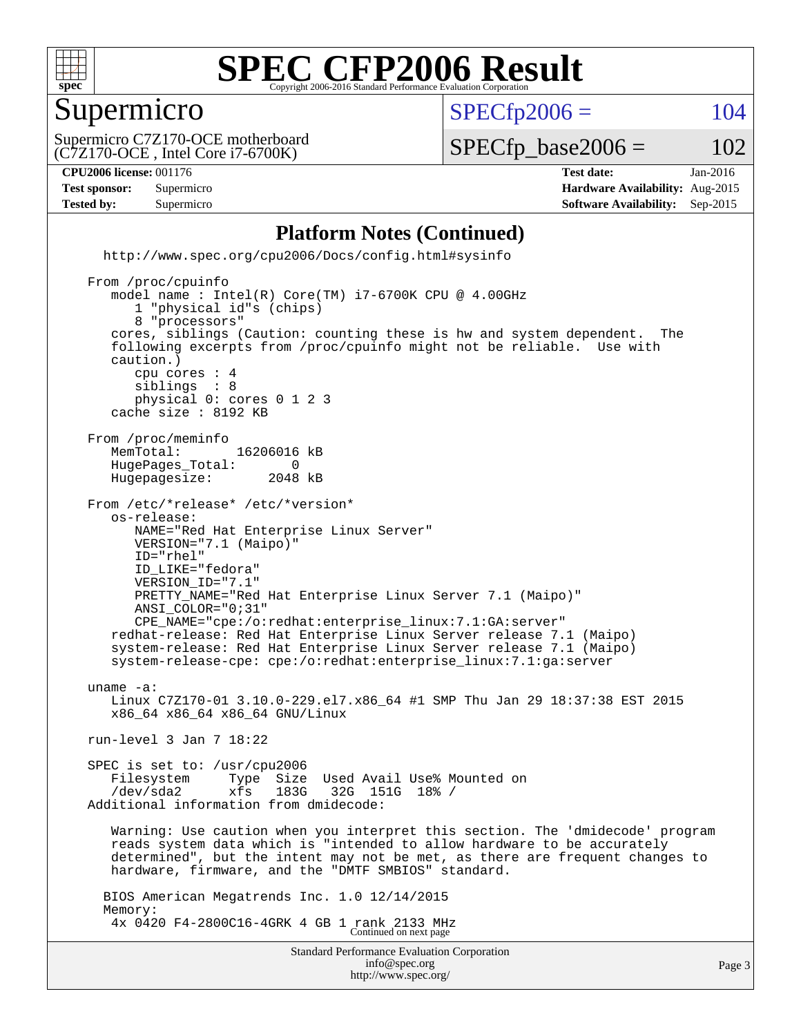# SPEC CFP2006 Result

Copyright 2006-2016 Standard Performance Evaluation Corporation

## Supermicro

Supermicro C7Z170-OCE motherboard
(C7Z170-OCE , Intel Core i7-6700K)

SPECfp2006 = 104

SPECfp_base2006 = 102

| | | | |
|---|---|---|---|
| **CPU2006 license:** 001176 | | **Test date:** | Jan-2016 |
| **Test sponsor:** | Supermicro | **Hardware Availability:** | Aug-2015 |
| **Tested by:** | Supermicro | **Software Availability:** | Sep-2015 |

### Platform Notes (Continued)

```
   http://www.spec.org/cpu2006/Docs/config.html#sysinfo

From /proc/cpuinfo
   model name : Intel(R) Core(TM) i7-6700K CPU @ 4.00GHz
      1 "physical id"s (chips)
      8 "processors"
   cores, siblings (Caution: counting these is hw and system dependent.  The
   following excerpts from /proc/cpuinfo might not be reliable.  Use with
   caution.)
      cpu cores : 4
      siblings  : 8
      physical 0: cores 0 1 2 3
   cache size : 8192 KB

From /proc/meminfo
   MemTotal:       16206016 kB
   HugePages_Total:       0
   Hugepagesize:       2048 kB

From /etc/*release* /etc/*version*
   os-release:
      NAME="Red Hat Enterprise Linux Server"
      VERSION="7.1 (Maipo)"
      ID="rhel"
      ID_LIKE="fedora"
      VERSION_ID="7.1"
      PRETTY_NAME="Red Hat Enterprise Linux Server 7.1 (Maipo)"
      ANSI_COLOR="0;31"
      CPE_NAME="cpe:/o:redhat:enterprise_linux:7.1:GA:server"
   redhat-release: Red Hat Enterprise Linux Server release 7.1 (Maipo)
   system-release: Red Hat Enterprise Linux Server release 7.1 (Maipo)
   system-release-cpe: cpe:/o:redhat:enterprise_linux:7.1:ga:server

uname -a:
   Linux C7Z170-01 3.10.0-229.el7.x86_64 #1 SMP Thu Jan 29 18:37:38 EST 2015
   x86_64 x86_64 x86_64 GNU/Linux

run-level 3 Jan 7 18:22

SPEC is set to: /usr/cpu2006
   Filesystem     Type  Size  Used Avail Use% Mounted on
   /dev/sda2      xfs   183G   32G  151G  18% /
Additional information from dmidecode:

   Warning: Use caution when you interpret this section. The 'dmidecode' program
   reads system data which is "intended to allow hardware to be accurately
   determined", but the intent may not be met, as there are frequent changes to
   hardware, firmware, and the "DMTF SMBIOS" standard.

  BIOS American Megatrends Inc. 1.0 12/14/2015
  Memory:
   4x 0420 F4-2800C16-4GRK 4 GB 1 rank 2133 MHz
```

Continued on next page

Standard Performance Evaluation Corporation
info@spec.org
http://www.spec.org/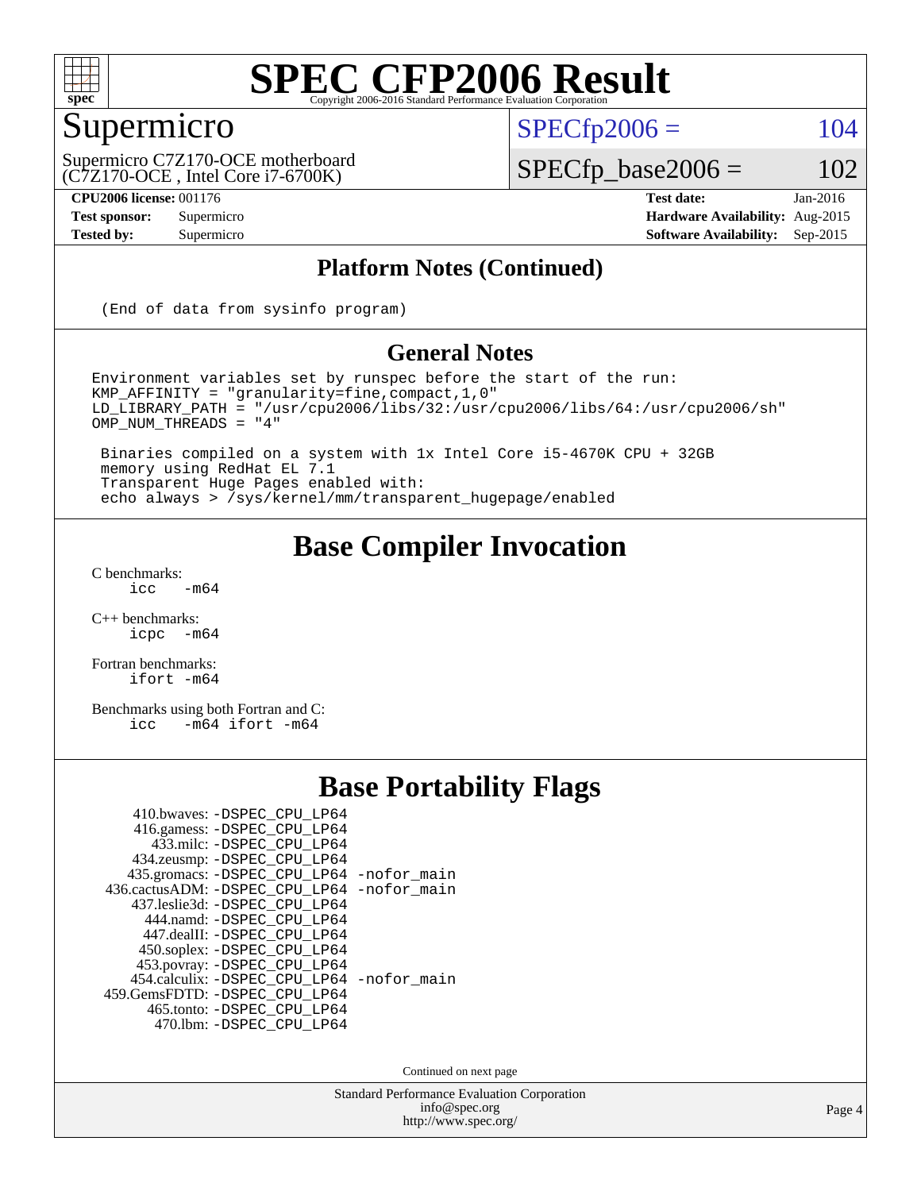# SPEC CFP2006 Result

Copyright 2006-2016 Standard Performance Evaluation Corporation

## Supermicro

Supermicro C7Z170-OCE motherboard
(C7Z170-OCE , Intel Core i7-6700K)

SPECfp2006 = 104

SPECfp_base2006 = 102

**CPU2006 license:** 001176
**Test sponsor:** Supermicro
**Tested by:** Supermicro

**Test date:** Jan-2016
**Hardware Availability:** Aug-2015
**Software Availability:** Sep-2015

## Platform Notes (Continued)

```
(End of data from sysinfo program)
```

## General Notes

```
Environment variables set by runspec before the start of the run:
KMP_AFFINITY = "granularity=fine,compact,1,0"
LD_LIBRARY_PATH = "/usr/cpu2006/libs/32:/usr/cpu2006/libs/64:/usr/cpu2006/sh"
OMP_NUM_THREADS = "4"

 Binaries compiled on a system with 1x Intel Core i5-4670K CPU + 32GB
 memory using RedHat EL 7.1
 Transparent Huge Pages enabled with:
 echo always > /sys/kernel/mm/transparent_hugepage/enabled
```

## Base Compiler Invocation

C benchmarks:
```
icc   -m64
```

C++ benchmarks:
```
icpc  -m64
```

Fortran benchmarks:
```
ifort -m64
```

Benchmarks using both Fortran and C:
```
icc   -m64 ifort -m64
```

## Base Portability Flags

```
   410.bwaves: -DSPEC_CPU_LP64
   416.gamess: -DSPEC_CPU_LP64
     433.milc: -DSPEC_CPU_LP64
   434.zeusmp: -DSPEC_CPU_LP64
  435.gromacs: -DSPEC_CPU_LP64 -nofor_main
436.cactusADM: -DSPEC_CPU_LP64 -nofor_main
  437.leslie3d: -DSPEC_CPU_LP64
     444.namd: -DSPEC_CPU_LP64
   447.dealII: -DSPEC_CPU_LP64
   450.soplex: -DSPEC_CPU_LP64
   453.povray: -DSPEC_CPU_LP64
  454.calculix: -DSPEC_CPU_LP64 -nofor_main
459.GemsFDTD: -DSPEC_CPU_LP64
    465.tonto: -DSPEC_CPU_LP64
      470.lbm: -DSPEC_CPU_LP64
```

Continued on next page

Standard Performance Evaluation Corporation
info@spec.org
http://www.spec.org/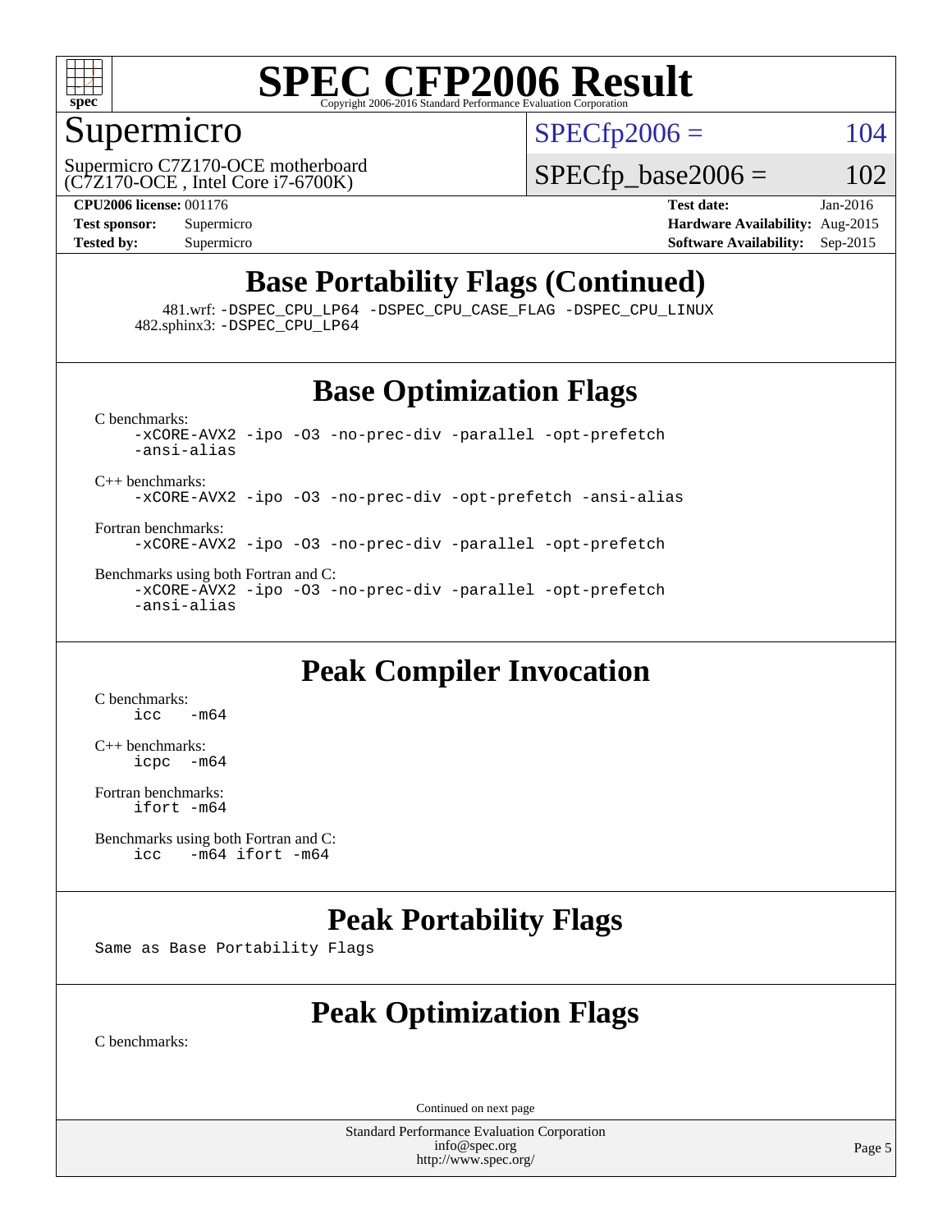# SPEC CFP2006 Result

Copyright 2006-2016 Standard Performance Evaluation Corporation

## Supermicro

Supermicro C7Z170-OCE motherboard
(C7Z170-OCE , Intel Core i7-6700K)

SPECfp2006 = 104

SPECfp_base2006 = 102

**CPU2006 license:** 001176
**Test sponsor:** Supermicro
**Tested by:** Supermicro

**Test date:** Jan-2016
**Hardware Availability:** Aug-2015
**Software Availability:** Sep-2015

## Base Portability Flags (Continued)

481.wrf: -DSPEC_CPU_LP64 -DSPEC_CPU_CASE_FLAG -DSPEC_CPU_LINUX
482.sphinx3: -DSPEC_CPU_LP64

## Base Optimization Flags

C benchmarks:
```
-xCORE-AVX2 -ipo -O3 -no-prec-div -parallel -opt-prefetch
-ansi-alias
```

C++ benchmarks:
```
-xCORE-AVX2 -ipo -O3 -no-prec-div -opt-prefetch -ansi-alias
```

Fortran benchmarks:
```
-xCORE-AVX2 -ipo -O3 -no-prec-div -parallel -opt-prefetch
```

Benchmarks using both Fortran and C:
```
-xCORE-AVX2 -ipo -O3 -no-prec-div -parallel -opt-prefetch
-ansi-alias
```

## Peak Compiler Invocation

C benchmarks:
```
icc   -m64
```

C++ benchmarks:
```
icpc  -m64
```

Fortran benchmarks:
```
ifort -m64
```

Benchmarks using both Fortran and C:
```
icc   -m64 ifort -m64
```

## Peak Portability Flags

Same as Base Portability Flags

## Peak Optimization Flags

C benchmarks:

Continued on next page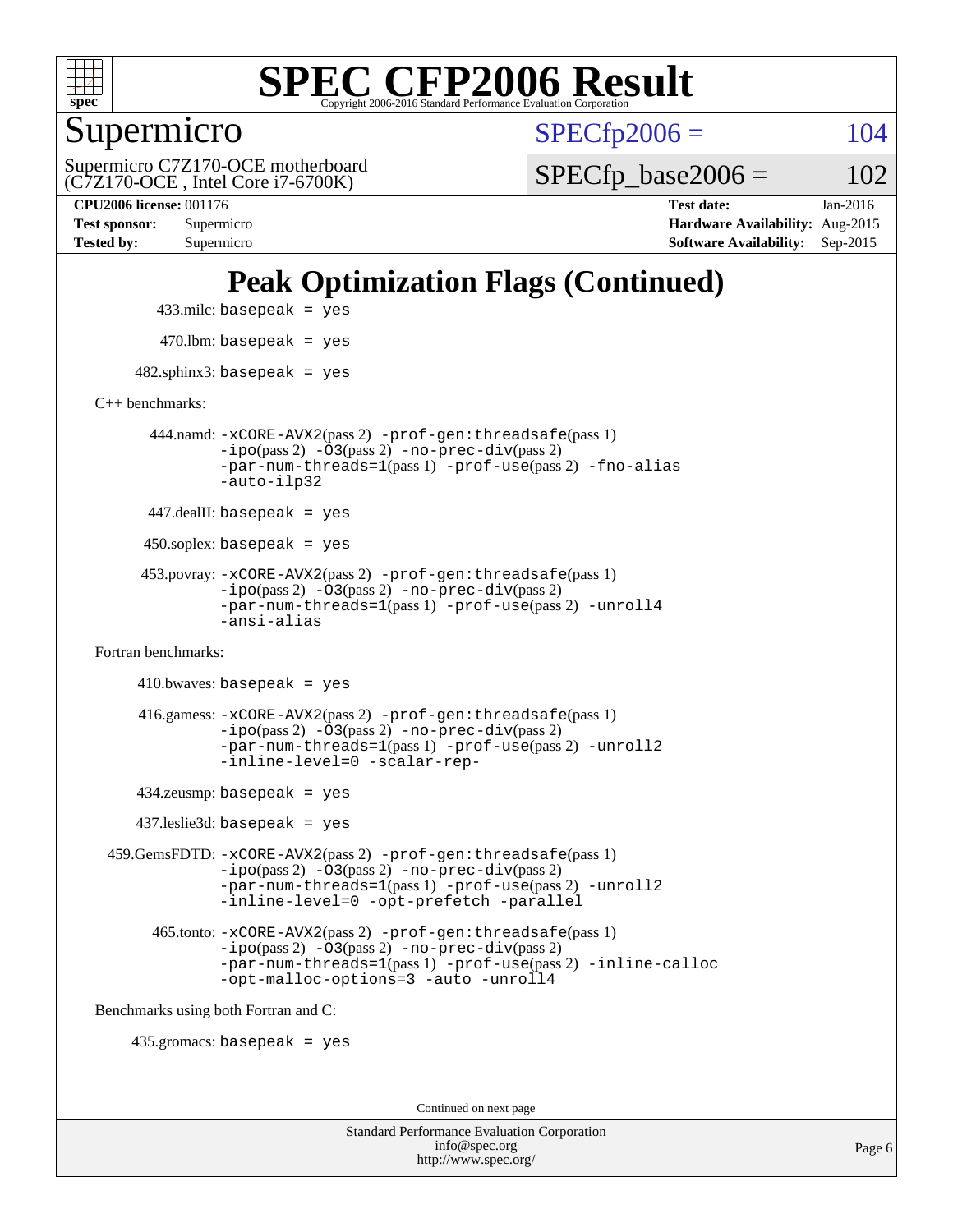# Peak Optimization Flags (Continued)

433.milc: basepeak = yes

470.lbm: basepeak = yes

482.sphinx3: basepeak = yes

C++ benchmarks:

444.namd: -xCORE-AVX2(pass 2) -prof-gen:threadsafe(pass 1) -ipo(pass 2) -O3(pass 2) -no-prec-div(pass 2) -par-num-threads=1(pass 1) -prof-use(pass 2) -fno-alias -auto-ilp32

447.dealII: basepeak = yes

450.soplex: basepeak = yes

453.povray: -xCORE-AVX2(pass 2) -prof-gen:threadsafe(pass 1) -ipo(pass 2) -O3(pass 2) -no-prec-div(pass 2) -par-num-threads=1(pass 1) -prof-use(pass 2) -unroll4 -ansi-alias

Fortran benchmarks:

410.bwaves: basepeak = yes

416.gamess: -xCORE-AVX2(pass 2) -prof-gen:threadsafe(pass 1) -ipo(pass 2) -O3(pass 2) -no-prec-div(pass 2) -par-num-threads=1(pass 1) -prof-use(pass 2) -unroll2 -inline-level=0 -scalar-rep-

434.zeusmp: basepeak = yes

437.leslie3d: basepeak = yes

459.GemsFDTD: -xCORE-AVX2(pass 2) -prof-gen:threadsafe(pass 1) -ipo(pass 2) -O3(pass 2) -no-prec-div(pass 2) -par-num-threads=1(pass 1) -prof-use(pass 2) -unroll2 -inline-level=0 -opt-prefetch -parallel

465.tonto: -xCORE-AVX2(pass 2) -prof-gen:threadsafe(pass 1) -ipo(pass 2) -O3(pass 2) -no-prec-div(pass 2) -par-num-threads=1(pass 1) -prof-use(pass 2) -inline-calloc -opt-malloc-options=3 -auto -unroll4

Benchmarks using both Fortran and C:

435.gromacs: basepeak = yes

Continued on next page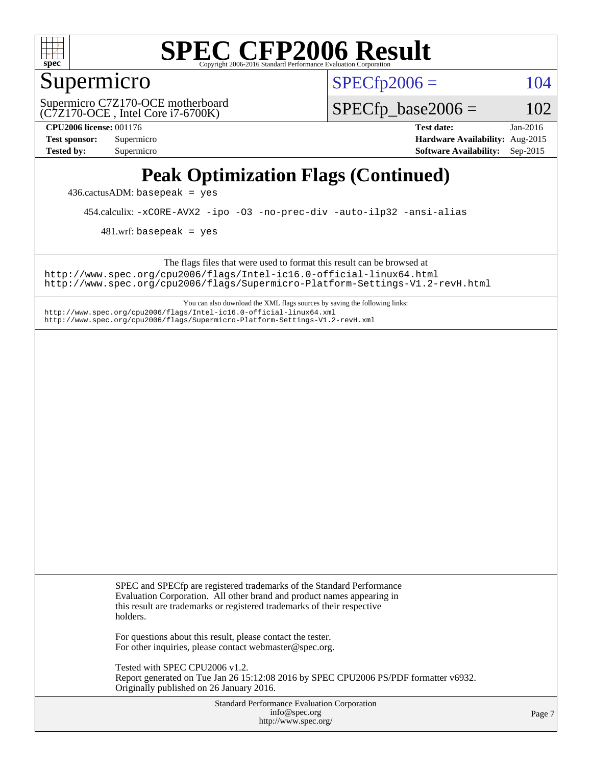# Peak Optimization Flags (Continued)

436.cactusADM: basepeak = yes

454.calculix: -xCORE-AVX2 -ipo -O3 -no-prec-div -auto-ilp32 -ansi-alias

481.wrf: basepeak = yes

The flags files that were used to format this result can be browsed at
http://www.spec.org/cpu2006/flags/Intel-ic16.0-official-linux64.html
http://www.spec.org/cpu2006/flags/Supermicro-Platform-Settings-V1.2-revH.html

You can also download the XML flags sources by saving the following links:
http://www.spec.org/cpu2006/flags/Intel-ic16.0-official-linux64.xml
http://www.spec.org/cpu2006/flags/Supermicro-Platform-Settings-V1.2-revH.xml

SPEC and SPECfp are registered trademarks of the Standard Performance Evaluation Corporation. All other brand and product names appearing in this result are trademarks or registered trademarks of their respective holders.

For questions about this result, please contact the tester.
For other inquiries, please contact webmaster@spec.org.

Tested with SPEC CPU2006 v1.2.
Report generated on Tue Jan 26 15:12:08 2016 by SPEC CPU2006 PS/PDF formatter v6932.
Originally published on 26 January 2016.